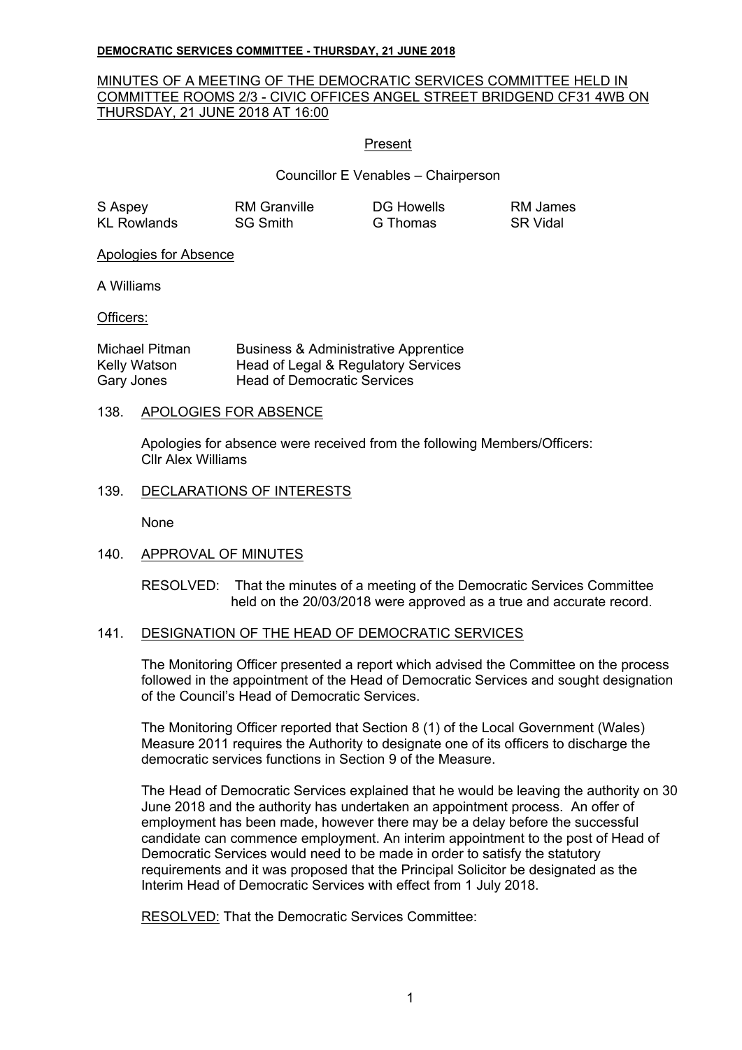**DEMOCRATIC SERVICES COMMITTEE - THURSDAY, 21 JUNE 2018**

MINUTES OF A MEETING OF THE DEMOCRATIC SERVICES COMMITTEE HELD IN COMMITTEE ROOMS 2/3 - CIVIC OFFICES ANGEL STREET BRIDGEND CF31 4WB ON THURSDAY, 21 JUNE 2018 AT 16:00

Present

Councillor E Venables – Chairperson

| | | | |
|---|---|---|---|
| S Aspey | RM Granville | DG Howells | RM James |
| KL Rowlands | SG Smith | G Thomas | SR Vidal |

Apologies for Absence

A Williams

Officers:

| | |
|---|---|
| Michael Pitman | Business & Administrative Apprentice |
| Kelly Watson | Head of Legal & Regulatory Services |
| Gary Jones | Head of Democratic Services |

138. APOLOGIES FOR ABSENCE

Apologies for absence were received from the following Members/Officers:
Cllr Alex Williams

139. DECLARATIONS OF INTERESTS

None

140. APPROVAL OF MINUTES

RESOLVED: That the minutes of a meeting of the Democratic Services Committee held on the 20/03/2018 were approved as a true and accurate record.

141. DESIGNATION OF THE HEAD OF DEMOCRATIC SERVICES

The Monitoring Officer presented a report which advised the Committee on the process followed in the appointment of the Head of Democratic Services and sought designation of the Council's Head of Democratic Services.

The Monitoring Officer reported that Section 8 (1) of the Local Government (Wales) Measure 2011 requires the Authority to designate one of its officers to discharge the democratic services functions in Section 9 of the Measure.

The Head of Democratic Services explained that he would be leaving the authority on 30 June 2018 and the authority has undertaken an appointment process. An offer of employment has been made, however there may be a delay before the successful candidate can commence employment. An interim appointment to the post of Head of Democratic Services would need to be made in order to satisfy the statutory requirements and it was proposed that the Principal Solicitor be designated as the Interim Head of Democratic Services with effect from 1 July 2018.

RESOLVED: That the Democratic Services Committee: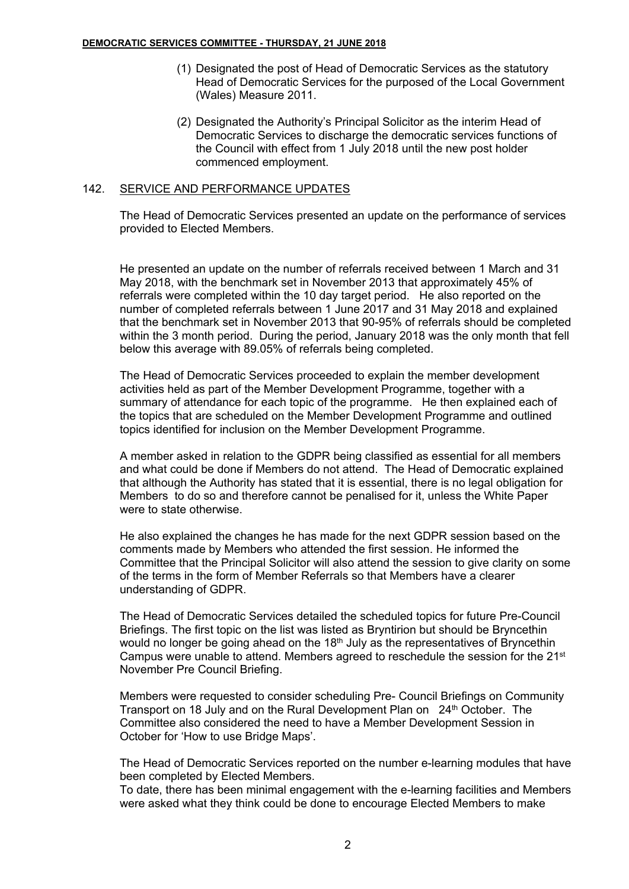(1) Designated the post of Head of Democratic Services as the statutory Head of Democratic Services for the purposed of the Local Government (Wales) Measure 2011.

(2) Designated the Authority's Principal Solicitor as the interim Head of Democratic Services to discharge the democratic services functions of the Council with effect from 1 July 2018 until the new post holder commenced employment.

## 142. SERVICE AND PERFORMANCE UPDATES

The Head of Democratic Services presented an update on the performance of services provided to Elected Members.

He presented an update on the number of referrals received between 1 March and 31 May 2018, with the benchmark set in November 2013 that approximately 45% of referrals were completed within the 10 day target period. He also reported on the number of completed referrals between 1 June 2017 and 31 May 2018 and explained that the benchmark set in November 2013 that 90-95% of referrals should be completed within the 3 month period. During the period, January 2018 was the only month that fell below this average with 89.05% of referrals being completed.

The Head of Democratic Services proceeded to explain the member development activities held as part of the Member Development Programme, together with a summary of attendance for each topic of the programme. He then explained each of the topics that are scheduled on the Member Development Programme and outlined topics identified for inclusion on the Member Development Programme.

A member asked in relation to the GDPR being classified as essential for all members and what could be done if Members do not attend. The Head of Democratic explained that although the Authority has stated that it is essential, there is no legal obligation for Members to do so and therefore cannot be penalised for it, unless the White Paper were to state otherwise.

He also explained the changes he has made for the next GDPR session based on the comments made by Members who attended the first session. He informed the Committee that the Principal Solicitor will also attend the session to give clarity on some of the terms in the form of Member Referrals so that Members have a clearer understanding of GDPR.

The Head of Democratic Services detailed the scheduled topics for future Pre-Council Briefings. The first topic on the list was listed as Bryntirion but should be Bryncethin would no longer be going ahead on the 18th July as the representatives of Bryncethin Campus were unable to attend. Members agreed to reschedule the session for the 21st November Pre Council Briefing.

Members were requested to consider scheduling Pre- Council Briefings on Community Transport on 18 July and on the Rural Development Plan on 24th October. The Committee also considered the need to have a Member Development Session in October for 'How to use Bridge Maps'.

The Head of Democratic Services reported on the number e-learning modules that have been completed by Elected Members.

To date, there has been minimal engagement with the e-learning facilities and Members were asked what they think could be done to encourage Elected Members to make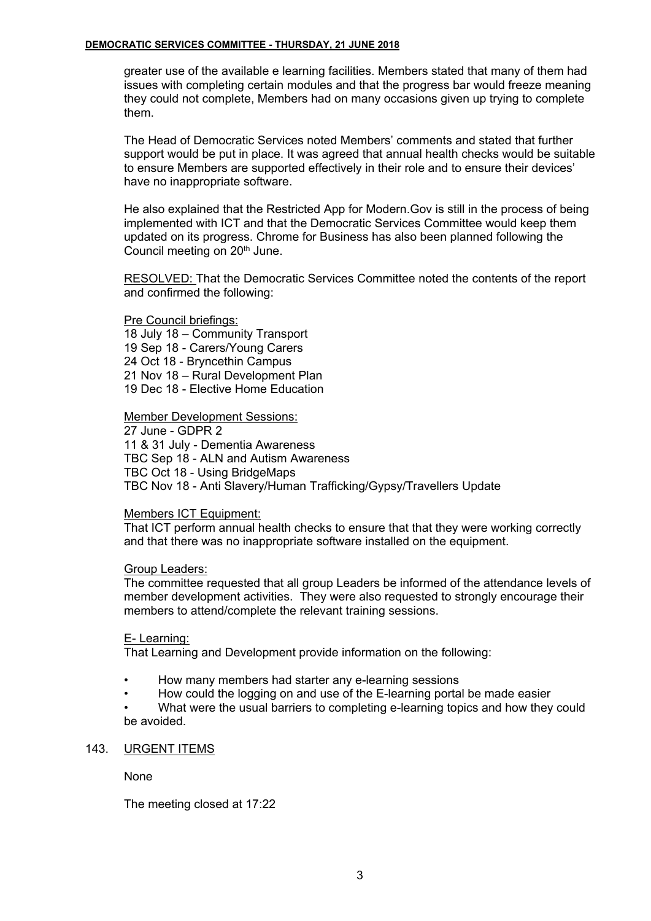greater use of the available e learning facilities. Members stated that many of them had issues with completing certain modules and that the progress bar would freeze meaning they could not complete, Members had on many occasions given up trying to complete them.

The Head of Democratic Services noted Members' comments and stated that further support would be put in place. It was agreed that annual health checks would be suitable to ensure Members are supported effectively in their role and to ensure their devices' have no inappropriate software.

He also explained that the Restricted App for Modern.Gov is still in the process of being implemented with ICT and that the Democratic Services Committee would keep them updated on its progress. Chrome for Business has also been planned following the Council meeting on 20th June.

RESOLVED: That the Democratic Services Committee noted the contents of the report and confirmed the following:

Pre Council briefings:
18 July 18 – Community Transport
19 Sep 18 - Carers/Young Carers
24 Oct 18 - Bryncethin Campus
21 Nov 18 – Rural Development Plan
19 Dec 18 - Elective Home Education

Member Development Sessions:
27 June - GDPR 2
11 & 31 July - Dementia Awareness
TBC Sep 18 - ALN and Autism Awareness
TBC Oct 18 - Using BridgeMaps
TBC Nov 18 - Anti Slavery/Human Trafficking/Gypsy/Travellers Update

Members ICT Equipment:
That ICT perform annual health checks to ensure that that they were working correctly and that there was no inappropriate software installed on the equipment.

Group Leaders:
The committee requested that all group Leaders be informed of the attendance levels of member development activities. They were also requested to strongly encourage their members to attend/complete the relevant training sessions.

E- Learning:
That Learning and Development provide information on the following:

- How many members had starter any e-learning sessions
- How could the logging on and use of the E-learning portal be made easier
- What were the usual barriers to completing e-learning topics and how they could be avoided.

## 143. URGENT ITEMS

None

The meeting closed at 17:22